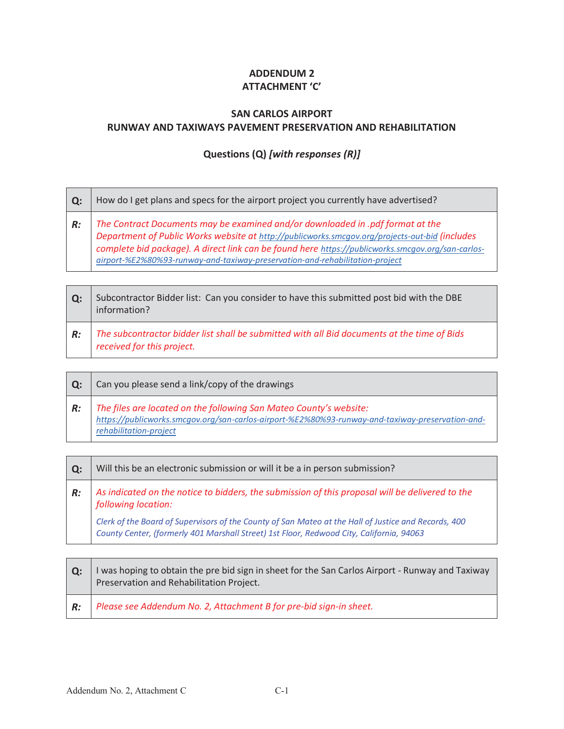**ADDENDUM 2**
**ATTACHMENT 'C'**

**SAN CARLOS AIRPORT**
**RUNWAY AND TAXIWAYS PAVEMENT PRESERVATION AND REHABILITATION**

**Questions (Q)** ***[with responses (R)]***

| **Q:** | How do I get plans and specs for the airport project you currently have advertised? |
|---|---|
| ***R:*** | *The Contract Documents may be examined and/or downloaded in .pdf format at the Department of Public Works website at http://publicworks.smcgov.org/projects-out-bid (includes complete bid package). A direct link can be found here https://publicworks.smcgov.org/san-carlos-airport-%E2%80%93-runway-and-taxiway-preservation-and-rehabilitation-project* |

| **Q:** | Subcontractor Bidder list: Can you consider to have this submitted post bid with the DBE information? |
|---|---|
| ***R:*** | *The subcontractor bidder list shall be submitted with all Bid documents at the time of Bids received for this project.* |

| **Q:** | Can you please send a link/copy of the drawings |
|---|---|
| ***R:*** | *The files are located on the following San Mateo County's website: https://publicworks.smcgov.org/san-carlos-airport-%E2%80%93-runway-and-taxiway-preservation-and-rehabilitation-project* |

| **Q:** | Will this be an electronic submission or will it be a in person submission? |
|---|---|
| ***R:*** | *As indicated on the notice to bidders, the submission of this proposal will be delivered to the following location:* *Clerk of the Board of Supervisors of the County of San Mateo at the Hall of Justice and Records, 400 County Center, (formerly 401 Marshall Street) 1st Floor, Redwood City, California, 94063* |

| **Q:** | I was hoping to obtain the pre bid sign in sheet for the San Carlos Airport - Runway and Taxiway Preservation and Rehabilitation Project. |
|---|---|
| ***R:*** | *Please see Addendum No. 2, Attachment B for pre-bid sign-in sheet.* |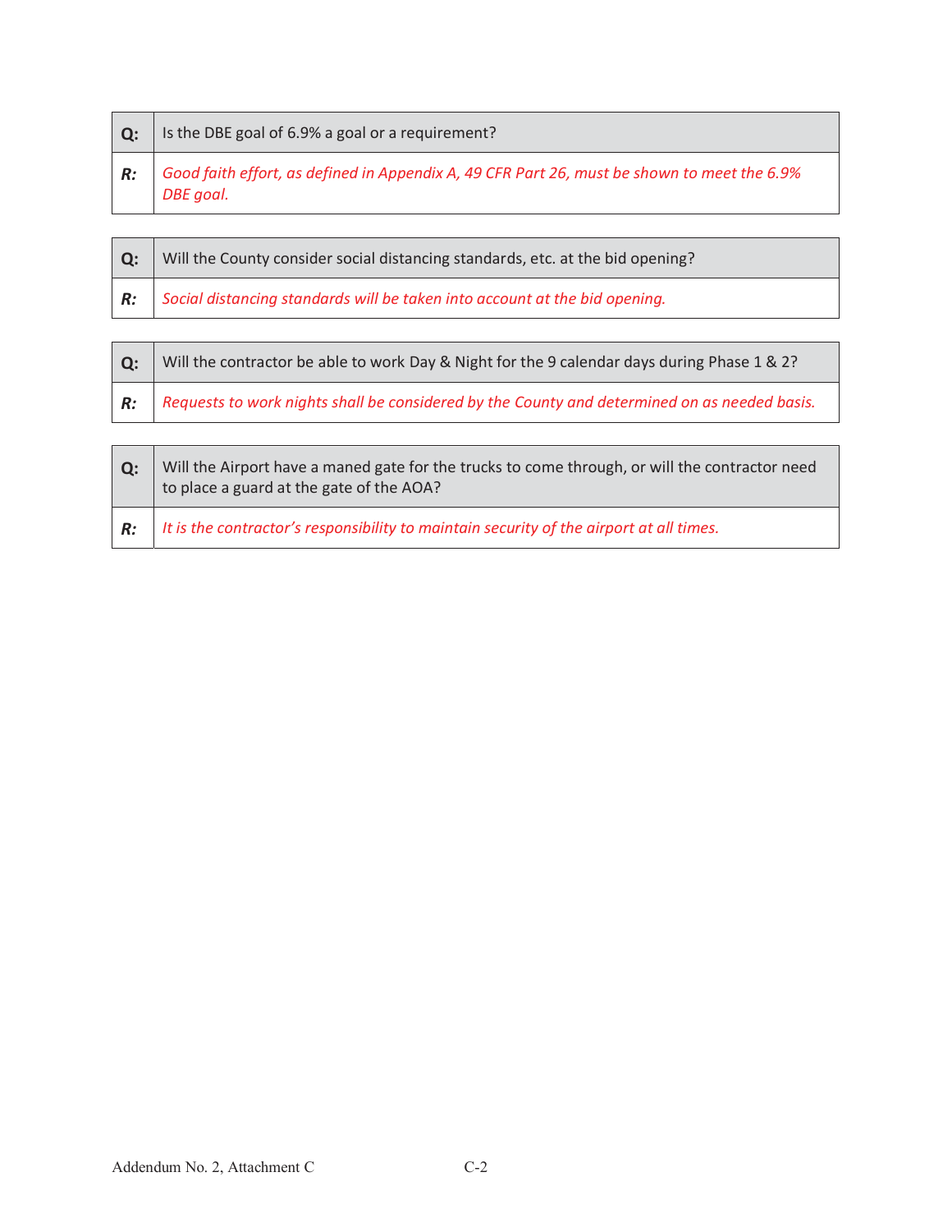| | |
|---|---|
| **Q:** | Is the DBE goal of 6.9% a goal or a requirement? |
| ***R:*** | *Good faith effort, as defined in Appendix A, 49 CFR Part 26, must be shown to meet the 6.9% DBE goal.* |

| | |
|---|---|
| **Q:** | Will the County consider social distancing standards, etc. at the bid opening? |
| ***R:*** | *Social distancing standards will be taken into account at the bid opening.* |

| | |
|---|---|
| **Q:** | Will the contractor be able to work Day & Night for the 9 calendar days during Phase 1 & 2? |
| ***R:*** | *Requests to work nights shall be considered by the County and determined on as needed basis.* |

| | |
|---|---|
| **Q:** | Will the Airport have a maned gate for the trucks to come through, or will the contractor need to place a guard at the gate of the AOA? |
| ***R:*** | *It is the contractor's responsibility to maintain security of the airport at all times.* |

Addendum No. 2, Attachment C